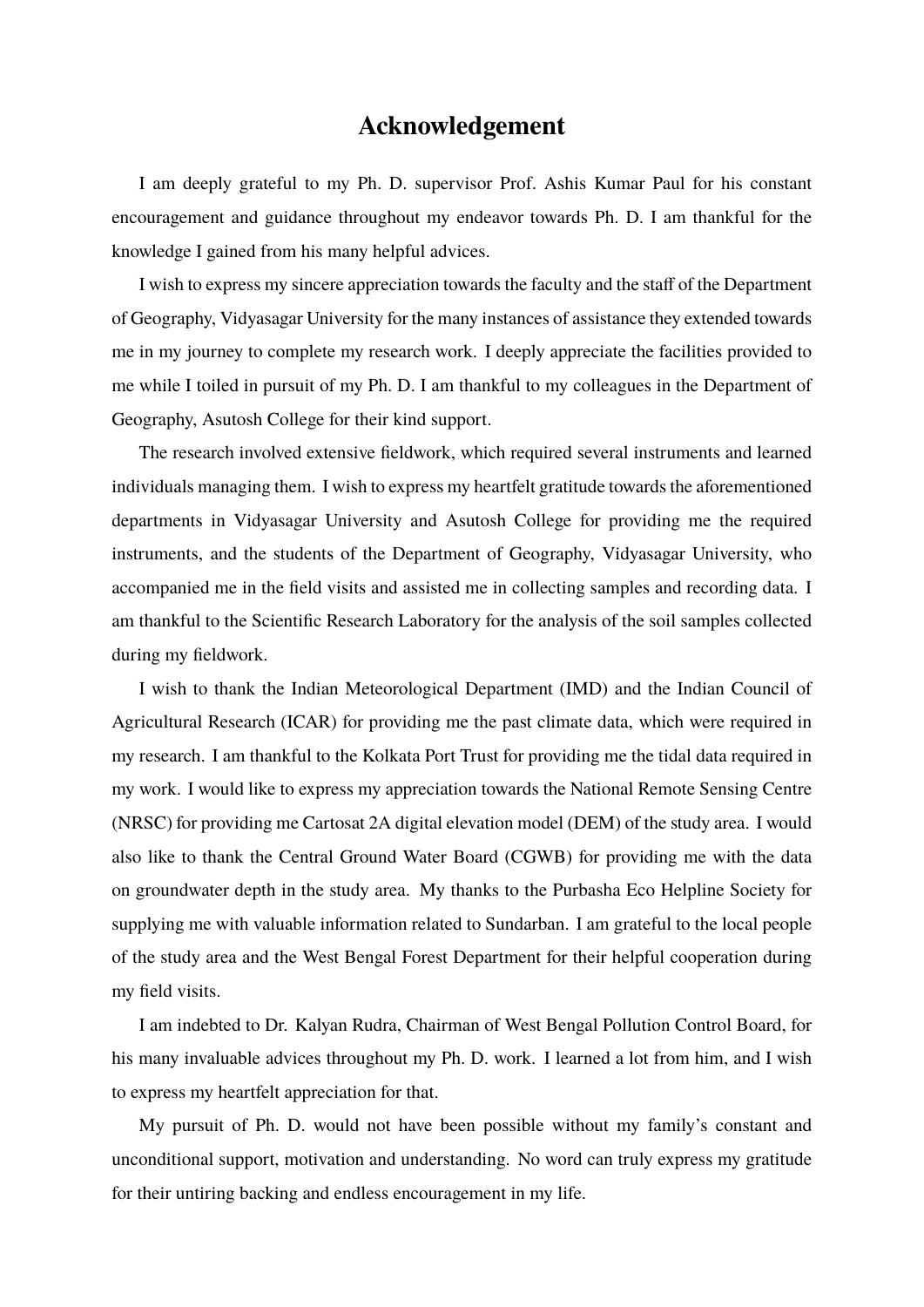# Acknowledgement

I am deeply grateful to my Ph. D. supervisor Prof. Ashis Kumar Paul for his constant encouragement and guidance throughout my endeavor towards Ph. D. I am thankful for the knowledge I gained from his many helpful advices.

I wish to express my sincere appreciation towards the faculty and the staff of the Department of Geography, Vidyasagar University for the many instances of assistance they extended towards me in my journey to complete my research work. I deeply appreciate the facilities provided to me while I toiled in pursuit of my Ph. D. I am thankful to my colleagues in the Department of Geography, Asutosh College for their kind support.

The research involved extensive fieldwork, which required several instruments and learned individuals managing them. I wish to express my heartfelt gratitude towards the aforementioned departments in Vidyasagar University and Asutosh College for providing me the required instruments, and the students of the Department of Geography, Vidyasagar University, who accompanied me in the field visits and assisted me in collecting samples and recording data. I am thankful to the Scientific Research Laboratory for the analysis of the soil samples collected during my fieldwork.

I wish to thank the Indian Meteorological Department (IMD) and the Indian Council of Agricultural Research (ICAR) for providing me the past climate data, which were required in my research. I am thankful to the Kolkata Port Trust for providing me the tidal data required in my work. I would like to express my appreciation towards the National Remote Sensing Centre (NRSC) for providing me Cartosat 2A digital elevation model (DEM) of the study area. I would also like to thank the Central Ground Water Board (CGWB) for providing me with the data on groundwater depth in the study area. My thanks to the Purbasha Eco Helpline Society for supplying me with valuable information related to Sundarban. I am grateful to the local people of the study area and the West Bengal Forest Department for their helpful cooperation during my field visits.

I am indebted to Dr. Kalyan Rudra, Chairman of West Bengal Pollution Control Board, for his many invaluable advices throughout my Ph. D. work. I learned a lot from him, and I wish to express my heartfelt appreciation for that.

My pursuit of Ph. D. would not have been possible without my family's constant and unconditional support, motivation and understanding. No word can truly express my gratitude for their untiring backing and endless encouragement in my life.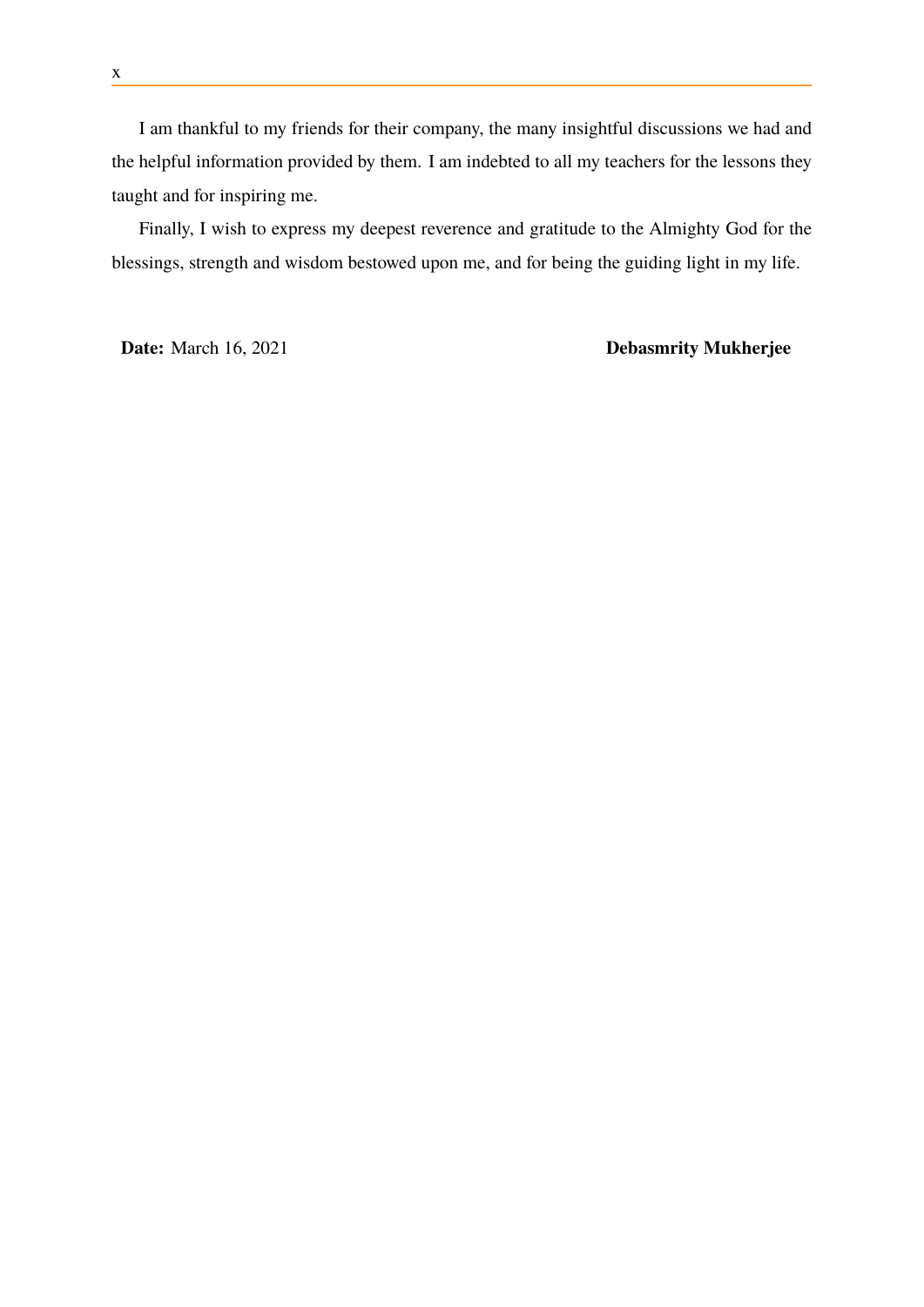I am thankful to my friends for their company, the many insightful discussions we had and the helpful information provided by them. I am indebted to all my teachers for the lessons they taught and for inspiring me.

Finally, I wish to express my deepest reverence and gratitude to the Almighty God for the blessings, strength and wisdom bestowed upon me, and for being the guiding light in my life.

**Date:** March 16, 2021 **Debasmrity Mukherjee**